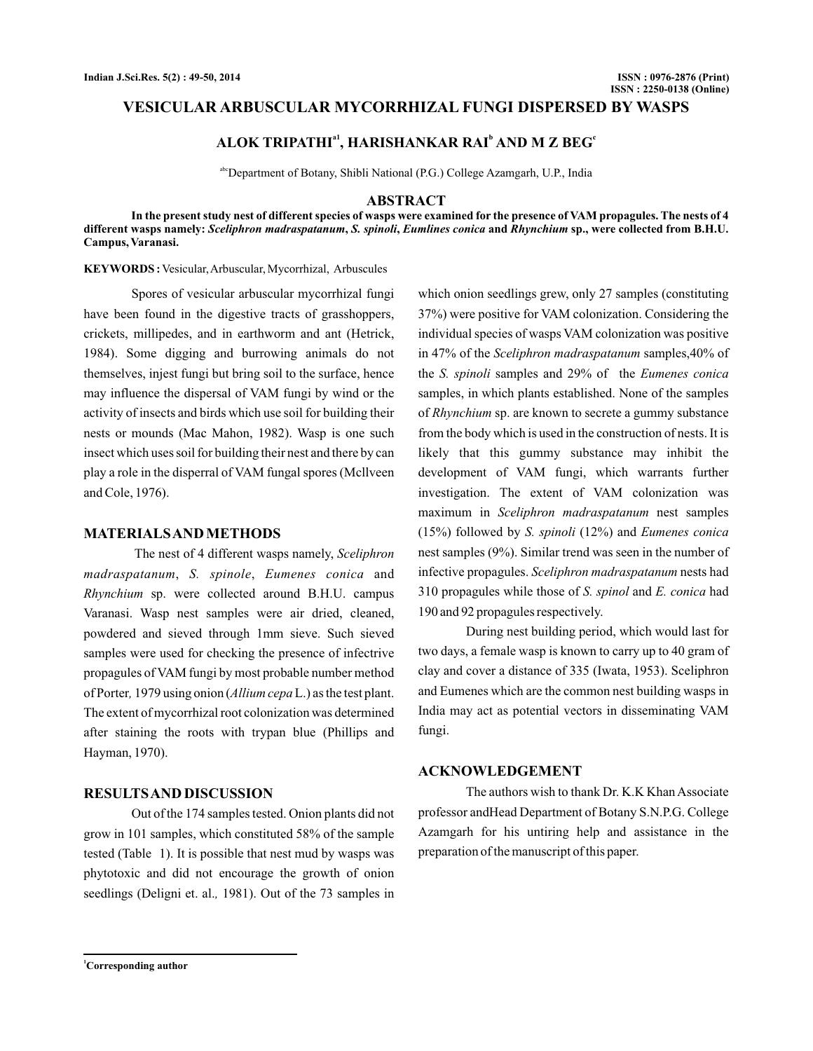# VESICULAR ARBUSCULAR MYCORRHIZAL FUNGI DISPERSED BY WASPS

**ALOK TRIPATHI[a1], HARISHANKAR RAI[b] AND M Z BEG[c]**

[abc]Department of Botany, Shibli National (P.G.) College Azamgarh, U.P., India

## ABSTRACT

**In the present study nest of different species of wasps were examined for the presence of VAM propagules. The nests of 4 different wasps namely: *Sceliphron madraspatanum*, *S. spinoli*, *Eumlines conica* and *Rhynchium* sp., were collected from B.H.U. Campus, Varanasi.**

**KEYWORDS :** Vesicular, Arbuscular, Mycorrhizal, Arbuscules

Spores of vesicular arbuscular mycorrhizal fungi have been found in the digestive tracts of grasshoppers, crickets, millipedes, and in earthworm and ant (Hetrick, 1984). Some digging and burrowing animals do not themselves, injest fungi but bring soil to the surface, hence may influence the dispersal of VAM fungi by wind or the activity of insects and birds which use soil for building their nests or mounds (Mac Mahon, 1982). Wasp is one such insect which uses soil for building their nest and there by can play a role in the disperral of VAM fungal spores (Mcllveen and Cole, 1976).

## MATERIALS AND METHODS

The nest of 4 different wasps namely, *Sceliphron madraspatanum*, *S. spinole*, *Eumenes conica* and *Rhynchium* sp. were collected around B.H.U. campus Varanasi. Wasp nest samples were air dried, cleaned, powdered and sieved through 1mm sieve. Such sieved samples were used for checking the presence of infectrive propagules of VAM fungi by most probable number method of Porter, 1979 using onion (*Allium cepa* L.) as the test plant. The extent of mycorrhizal root colonization was determined after staining the roots with trypan blue (Phillips and Hayman, 1970).

## RESULTS AND DISCUSSION

Out of the 174 samples tested. Onion plants did not grow in 101 samples, which constituted 58% of the sample tested (Table 1). It is possible that nest mud by wasps was phytotoxic and did not encourage the growth of onion seedlings (Deligni et. al., 1981). Out of the 73 samples in which onion seedlings grew, only 27 samples (constituting 37%) were positive for VAM colonization. Considering the individual species of wasps VAM colonization was positive in 47% of the *Sceliphron madraspatanum* samples,40% of the *S. spinoli* samples and 29% of the *Eumenes conica* samples, in which plants established. None of the samples of *Rhynchium* sp. are known to secrete a gummy substance from the body which is used in the construction of nests. It is likely that this gummy substance may inhibit the development of VAM fungi, which warrants further investigation. The extent of VAM colonization was maximum in *Sceliphron madraspatanum* nest samples (15%) followed by *S. spinoli* (12%) and *Eumenes conica* nest samples (9%). Similar trend was seen in the number of infective propagules. *Sceliphron madraspatanum* nests had 310 propagules while those of *S. spinol* and *E. conica* had 190 and 92 propagules respectively.

During nest building period, which would last for two days, a female wasp is known to carry up to 40 gram of clay and cover a distance of 335 (Iwata, 1953). Sceliphron and Eumenes which are the common nest building wasps in India may act as potential vectors in disseminating VAM fungi.

## ACKNOWLEDGEMENT

The authors wish to thank Dr. K.K Khan Associate professor andHead Department of Botany S.N.P.G. College Azamgarh for his untiring help and assistance in the preparation of the manuscript of this paper.

[1]Corresponding author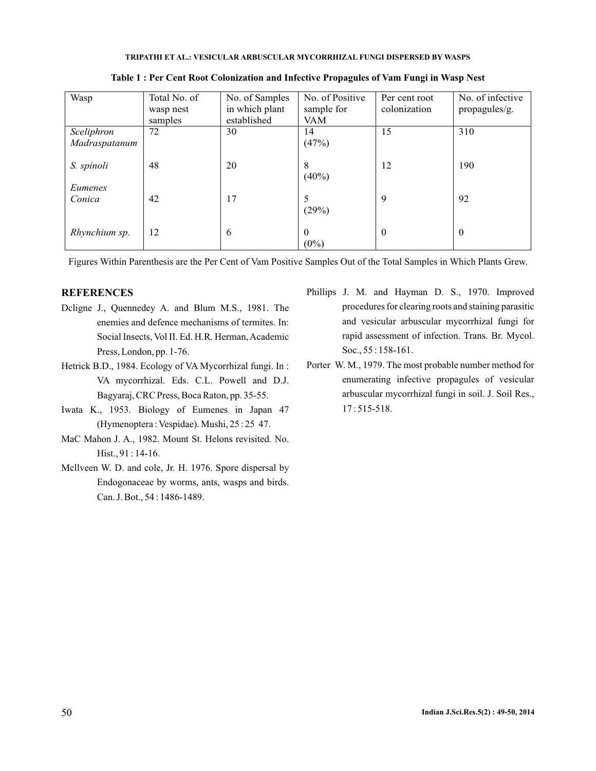**Table 1 : Per Cent Root Colonization and Infective Propagules of Vam Fungi in Wasp Nest**

| Wasp | Total No. of wasp nest samples | No. of Samples in which plant established | No. of Positive sample for VAM | Per cent root colonization | No. of infective propagules/g. |
|---|---|---|---|---|---|
| *Sceliphron Madraspatanum* | 72 | 30 | 14 (47%) | 15 | 310 |
| *S. spinoli* | 48 | 20 | 8 (40%) | 12 | 190 |
| *Eumenes Conica* | 42 | 17 | 5 (29%) | 9 | 92 |
| *Rhynchium sp.* | 12 | 6 | 0 (0%) | 0 | 0 |

Figures Within Parenthesis are the Per Cent of Vam Positive Samples Out of the Total Samples in Which Plants Grew.

## REFERENCES

Dcligne J., Quennedey A. and Blum M.S., 1981. The enemies and defence mechanisms of termites. In: Social Insects, Vol II. Ed. H.R. Herman, Academic Press, London, pp. 1-76.

Hetrick B.D., 1984. Ecology of VA Mycorrhizal fungi. In : VA mycorrhizal. Eds. C.L. Powell and D.J. Bagyaraj, CRC Press, Boca Raton, pp. 35-55.

Iwata K., 1953. Biology of Eumenes in Japan 47 (Hymenoptera : Vespidae). Mushi, 25 : 25 47.

MaC Mahon J. A., 1982. Mount St. Helons revisited. No. Hist., 91 : 14-16.

Mcllveen W. D. and cole, Jr. H. 1976. Spore dispersal by Endogonaceae by worms, ants, wasps and birds. Can. J. Bot., 54 : 1486-1489.

Phillips J. M. and Hayman D. S., 1970. Improved procedures for clearing roots and staining parasitic and vesicular arbuscular mycorrhizal fungi for rapid assessment of infection. Trans. Br. Mycol. Soc., 55 : 158-161.

Porter W. M., 1979. The most probable number method for enumerating infective propagules of vesicular arbuscular mycorrhizal fungi in soil. J. Soil Res., 17 : 515-518.